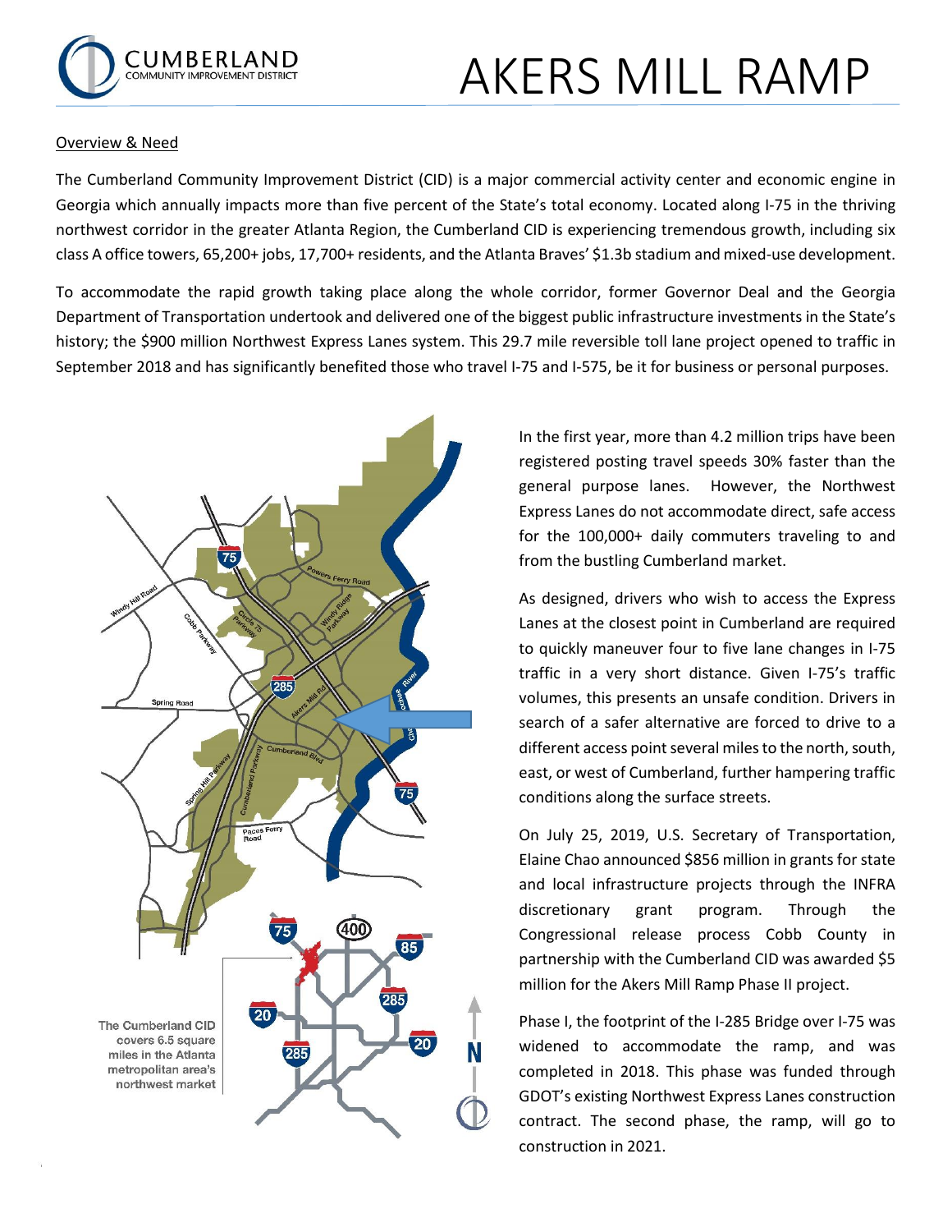# AKERS MILL RAMP

## Overview & Need

The Cumberland Community Improvement District (CID) is a major commercial activity center and economic engine in Georgia which annually impacts more than five percent of the State's total economy. Located along I-75 in the thriving northwest corridor in the greater Atlanta Region, the Cumberland CID is experiencing tremendous growth, including six class A office towers, 65,200+ jobs, 17,700+ residents, and the Atlanta Braves' $1.3b stadium and mixed-use development.

To accommodate the rapid growth taking place along the whole corridor, former Governor Deal and the Georgia Department of Transportation undertook and delivered one of the biggest public infrastructure investments in the State's history; the $900 million Northwest Express Lanes system. This 29.7 mile reversible toll lane project opened to traffic in September 2018 and has significantly benefited those who travel I-75 and I-575, be it for business or personal purposes.

The Cumberland CID covers 6.5 square miles in the Atlanta metropolitan area's northwest market

In the first year, more than 4.2 million trips have been registered posting travel speeds 30% faster than the general purpose lanes. However, the Northwest Express Lanes do not accommodate direct, safe access for the 100,000+ daily commuters traveling to and from the bustling Cumberland market.

As designed, drivers who wish to access the Express Lanes at the closest point in Cumberland are required to quickly maneuver four to five lane changes in I-75 traffic in a very short distance. Given I-75's traffic volumes, this presents an unsafe condition. Drivers in search of a safer alternative are forced to drive to a different access point several miles to the north, south, east, or west of Cumberland, further hampering traffic conditions along the surface streets.

On July 25, 2019, U.S. Secretary of Transportation, Elaine Chao announced $856 million in grants for state and local infrastructure projects through the INFRA discretionary grant program. Through the Congressional release process Cobb County in partnership with the Cumberland CID was awarded $5 million for the Akers Mill Ramp Phase II project.

Phase I, the footprint of the I-285 Bridge over I-75 was widened to accommodate the ramp, and was completed in 2018. This phase was funded through GDOT's existing Northwest Express Lanes construction contract. The second phase, the ramp, will go to construction in 2021.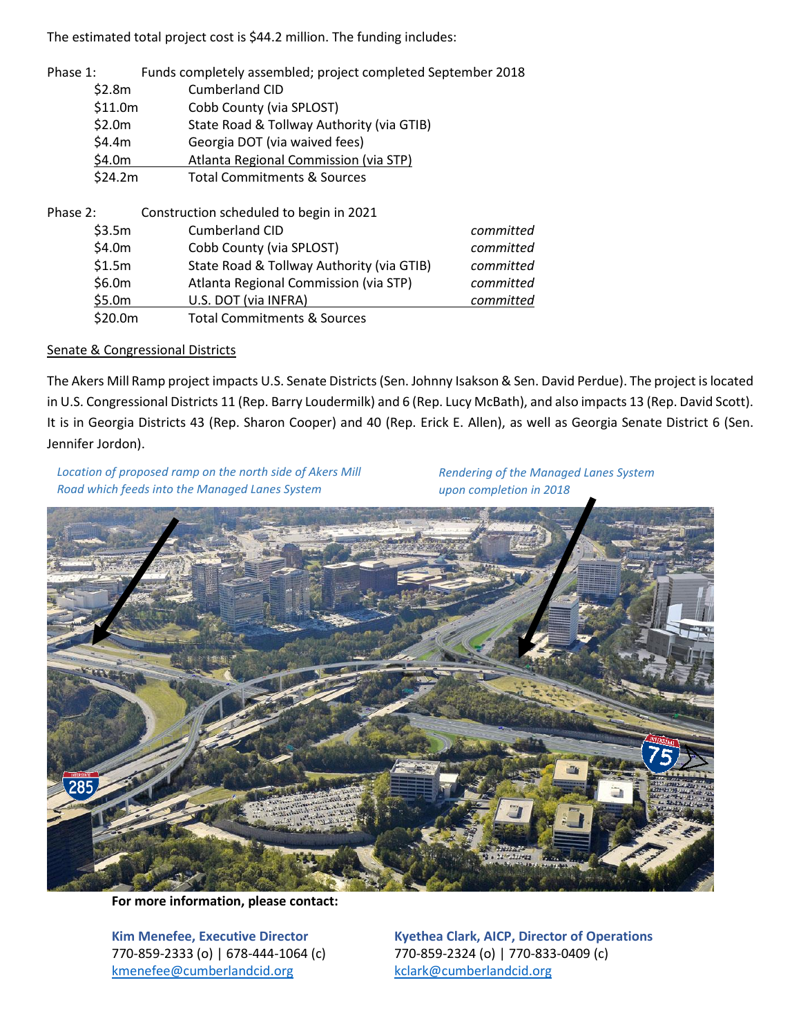The estimated total project cost is $44.2 million. The funding includes:

Phase 1: Funds completely assembled; project completed September 2018

| | |
|---|---|
| $2.8m | Cumberland CID |
| $11.0m | Cobb County (via SPLOST) |
| $2.0m | State Road & Tollway Authority (via GTIB) |
| $4.4m | Georgia DOT (via waived fees) |
| $4.0m | Atlanta Regional Commission (via STP) |
| $24.2m | Total Commitments & Sources |

Phase 2: Construction scheduled to begin in 2021

| | | |
|---|---|---|
| $3.5m | Cumberland CID | *committed* |
| $4.0m | Cobb County (via SPLOST) | *committed* |
| $1.5m | State Road & Tollway Authority (via GTIB) | *committed* |
| $6.0m | Atlanta Regional Commission (via STP) | *committed* |
| $5.0m | U.S. DOT (via INFRA) | *committed* |
| $20.0m | Total Commitments & Sources | |

## Senate & Congressional Districts

The Akers Mill Ramp project impacts U.S. Senate Districts (Sen. Johnny Isakson & Sen. David Perdue). The project is located in U.S. Congressional Districts 11 (Rep. Barry Loudermilk) and 6 (Rep. Lucy McBath), and also impacts 13 (Rep. David Scott). It is in Georgia Districts 43 (Rep. Sharon Cooper) and 40 (Rep. Erick E. Allen), as well as Georgia Senate District 6 (Sen. Jennifer Jordon).

*Location of proposed ramp on the north side of Akers Mill Road which feeds into the Managed Lanes System*

*Rendering of the Managed Lanes System upon completion in 2018*

**For more information, please contact:**

**Kim Menefee, Executive Director**
770-859-2333 (o) | 678-444-1064 (c)
kmenefee@cumberlandcid.org

**Kyethea Clark, AICP, Director of Operations**
770-859-2324 (o) | 770-833-0409 (c)
kclark@cumberlandcid.org